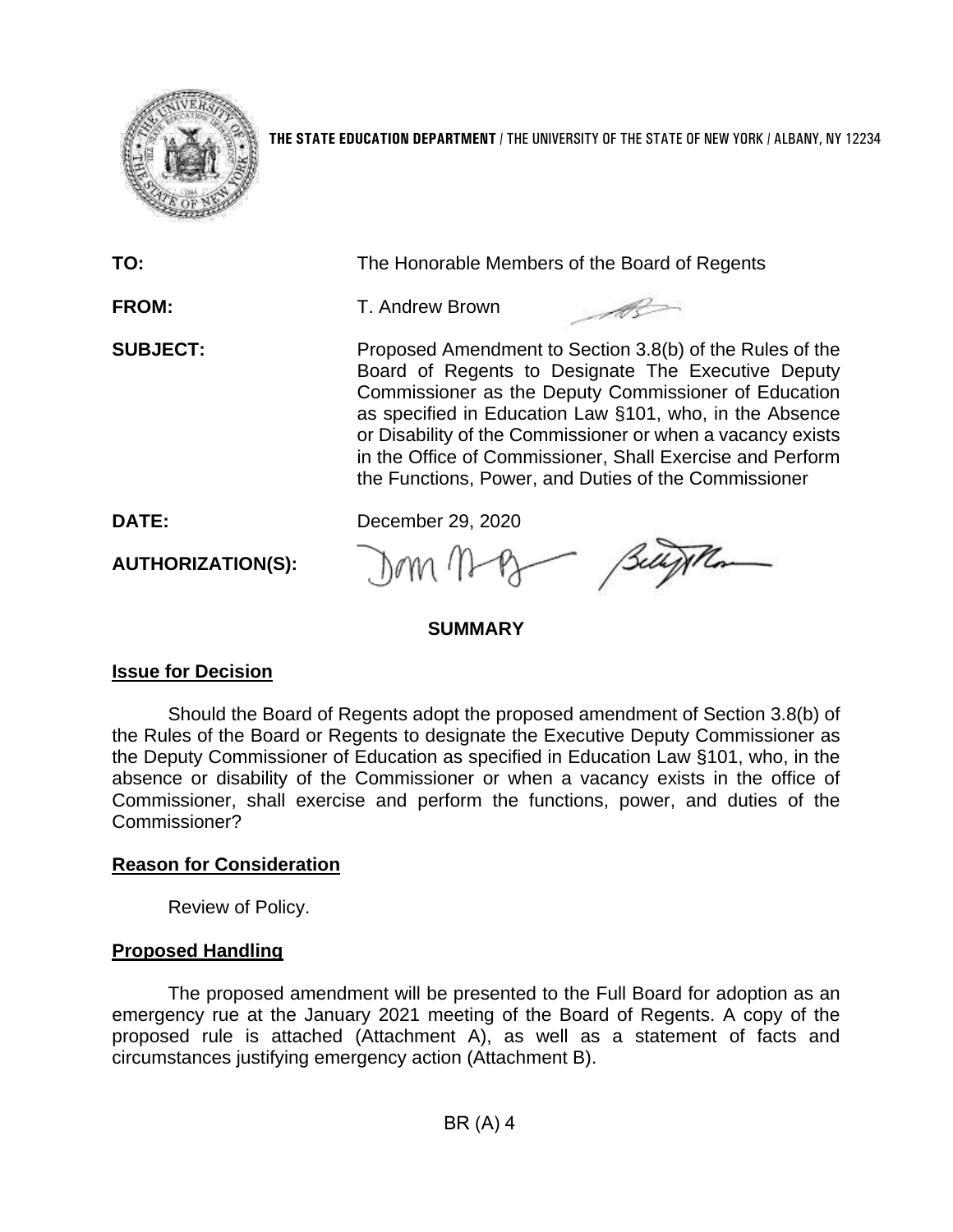**THE STATE EDUCATION DEPARTMENT** / THE UNIVERSITY OF THE STATE OF NEW YORK / ALBANY, NY 12234

**TO:** The Honorable Members of the Board of Regents

**FROM:** T. Andrew Brown

**SUBJECT:** Proposed Amendment to Section 3.8(b) of the Rules of the Board of Regents to Designate The Executive Deputy Commissioner as the Deputy Commissioner of Education as specified in Education Law §101, who, in the Absence or Disability of the Commissioner or when a vacancy exists in the Office of Commissioner, Shall Exercise and Perform the Functions, Power, and Duties of the Commissioner

**DATE:** December 29, 2020

**AUTHORIZATION(S):**

## SUMMARY

### Issue for Decision

Should the Board of Regents adopt the proposed amendment of Section 3.8(b) of the Rules of the Board or Regents to designate the Executive Deputy Commissioner as the Deputy Commissioner of Education as specified in Education Law §101, who, in the absence or disability of the Commissioner or when a vacancy exists in the office of Commissioner, shall exercise and perform the functions, power, and duties of the Commissioner?

### Reason for Consideration

Review of Policy.

### Proposed Handling

The proposed amendment will be presented to the Full Board for adoption as an emergency rue at the January 2021 meeting of the Board of Regents. A copy of the proposed rule is attached (Attachment A), as well as a statement of facts and circumstances justifying emergency action (Attachment B).

BR (A) 4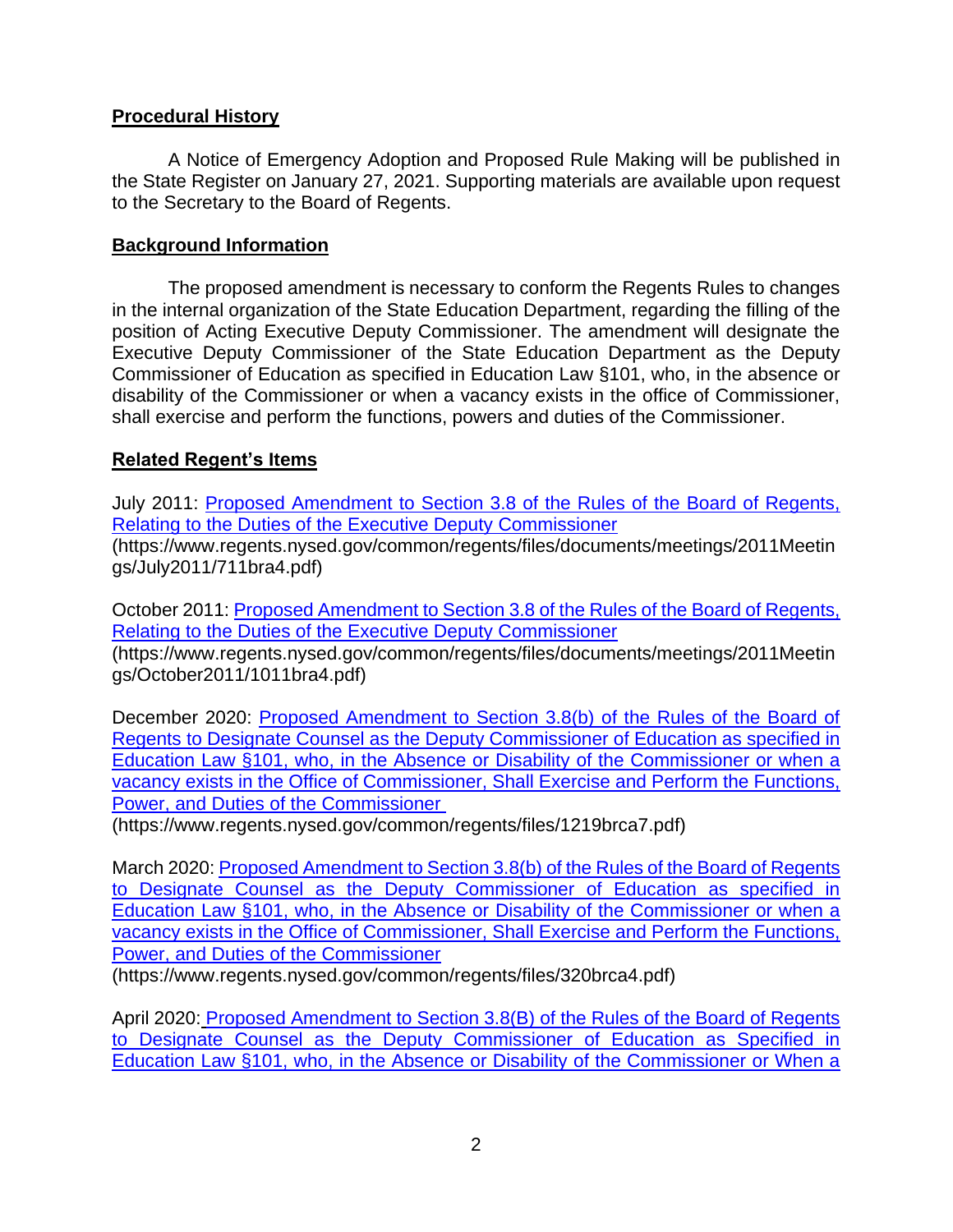**Procedural History**

A Notice of Emergency Adoption and Proposed Rule Making will be published in the State Register on January 27, 2021. Supporting materials are available upon request to the Secretary to the Board of Regents.

**Background Information**

The proposed amendment is necessary to conform the Regents Rules to changes in the internal organization of the State Education Department, regarding the filling of the position of Acting Executive Deputy Commissioner. The amendment will designate the Executive Deputy Commissioner of the State Education Department as the Deputy Commissioner of Education as specified in Education Law §101, who, in the absence or disability of the Commissioner or when a vacancy exists in the office of Commissioner, shall exercise and perform the functions, powers and duties of the Commissioner.

**Related Regent's Items**

July 2011: [Proposed Amendment to Section 3.8 of the Rules of the Board of Regents, Relating to the Duties of the Executive Deputy Commissioner](https://www.regents.nysed.gov/common/regents/files/documents/meetings/2011Meetings/July2011/711bra4.pdf)
(https://www.regents.nysed.gov/common/regents/files/documents/meetings/2011Meetings/July2011/711bra4.pdf)

October 2011: [Proposed Amendment to Section 3.8 of the Rules of the Board of Regents, Relating to the Duties of the Executive Deputy Commissioner](https://www.regents.nysed.gov/common/regents/files/documents/meetings/2011Meetings/October2011/1011bra4.pdf)
(https://www.regents.nysed.gov/common/regents/files/documents/meetings/2011Meetings/October2011/1011bra4.pdf)

December 2020: [Proposed Amendment to Section 3.8(b) of the Rules of the Board of Regents to Designate Counsel as the Deputy Commissioner of Education as specified in Education Law §101, who, in the Absence or Disability of the Commissioner or when a vacancy exists in the Office of Commissioner, Shall Exercise and Perform the Functions, Power, and Duties of the Commissioner](https://www.regents.nysed.gov/common/regents/files/1219brca7.pdf)
(https://www.regents.nysed.gov/common/regents/files/1219brca7.pdf)

March 2020: [Proposed Amendment to Section 3.8(b) of the Rules of the Board of Regents to Designate Counsel as the Deputy Commissioner of Education as specified in Education Law §101, who, in the Absence or Disability of the Commissioner or when a vacancy exists in the Office of Commissioner, Shall Exercise and Perform the Functions, Power, and Duties of the Commissioner](https://www.regents.nysed.gov/common/regents/files/320brca4.pdf)
(https://www.regents.nysed.gov/common/regents/files/320brca4.pdf)

April 2020: Proposed Amendment to Section 3.8(B) of the Rules of the Board of Regents to Designate Counsel as the Deputy Commissioner of Education as Specified in Education Law §101, who, in the Absence or Disability of the Commissioner or When a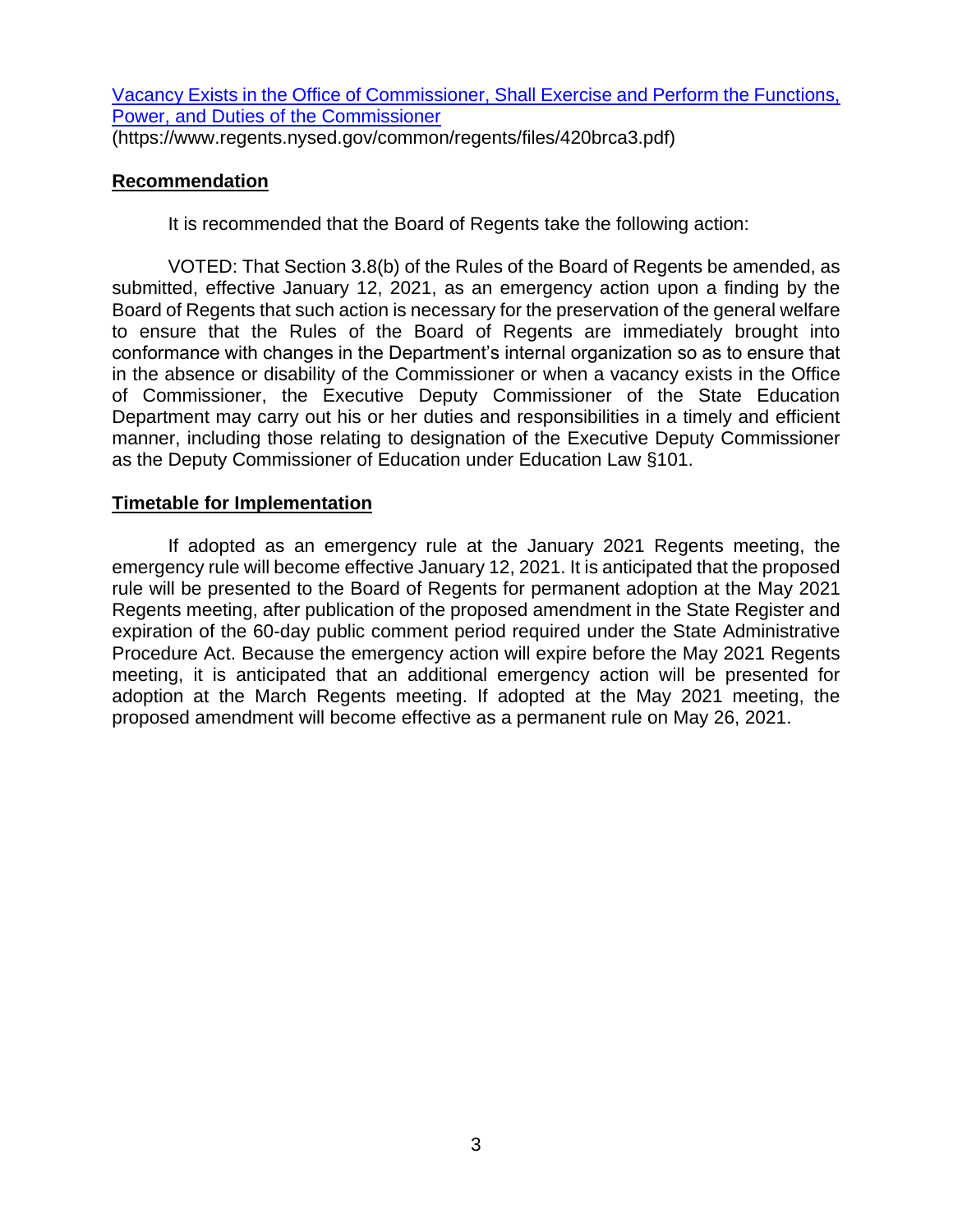[Vacancy Exists in the Office of Commissioner, Shall Exercise and Perform the Functions, Power, and Duties of the Commissioner](https://www.regents.nysed.gov/common/regents/files/420brca3.pdf)
(https://www.regents.nysed.gov/common/regents/files/420brca3.pdf)

**Recommendation**

It is recommended that the Board of Regents take the following action:

VOTED: That Section 3.8(b) of the Rules of the Board of Regents be amended, as submitted, effective January 12, 2021, as an emergency action upon a finding by the Board of Regents that such action is necessary for the preservation of the general welfare to ensure that the Rules of the Board of Regents are immediately brought into conformance with changes in the Department's internal organization so as to ensure that in the absence or disability of the Commissioner or when a vacancy exists in the Office of Commissioner, the Executive Deputy Commissioner of the State Education Department may carry out his or her duties and responsibilities in a timely and efficient manner, including those relating to designation of the Executive Deputy Commissioner as the Deputy Commissioner of Education under Education Law §101.

**Timetable for Implementation**

If adopted as an emergency rule at the January 2021 Regents meeting, the emergency rule will become effective January 12, 2021. It is anticipated that the proposed rule will be presented to the Board of Regents for permanent adoption at the May 2021 Regents meeting, after publication of the proposed amendment in the State Register and expiration of the 60-day public comment period required under the State Administrative Procedure Act. Because the emergency action will expire before the May 2021 Regents meeting, it is anticipated that an additional emergency action will be presented for adoption at the March Regents meeting. If adopted at the May 2021 meeting, the proposed amendment will become effective as a permanent rule on May 26, 2021.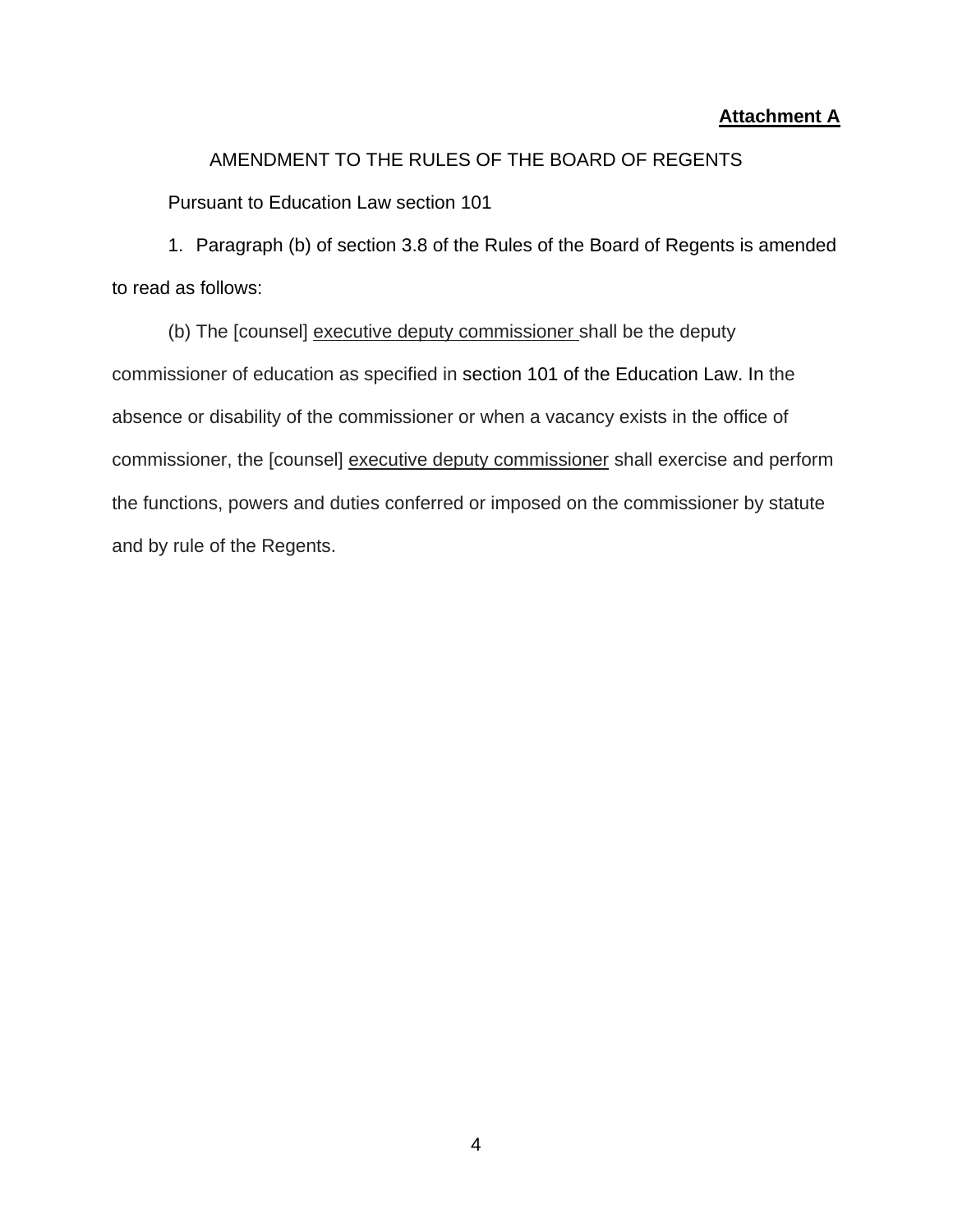**Attachment A**

AMENDMENT TO THE RULES OF THE BOARD OF REGENTS

Pursuant to Education Law section 101

1. Paragraph (b) of section 3.8 of the Rules of the Board of Regents is amended to read as follows:

(b) The [counsel] <u>executive deputy commissioner</u> shall be the deputy commissioner of education as specified in section 101 of the Education Law. In the absence or disability of the commissioner or when a vacancy exists in the office of commissioner, the [counsel] <u>executive deputy commissioner</u> shall exercise and perform the functions, powers and duties conferred or imposed on the commissioner by statute and by rule of the Regents.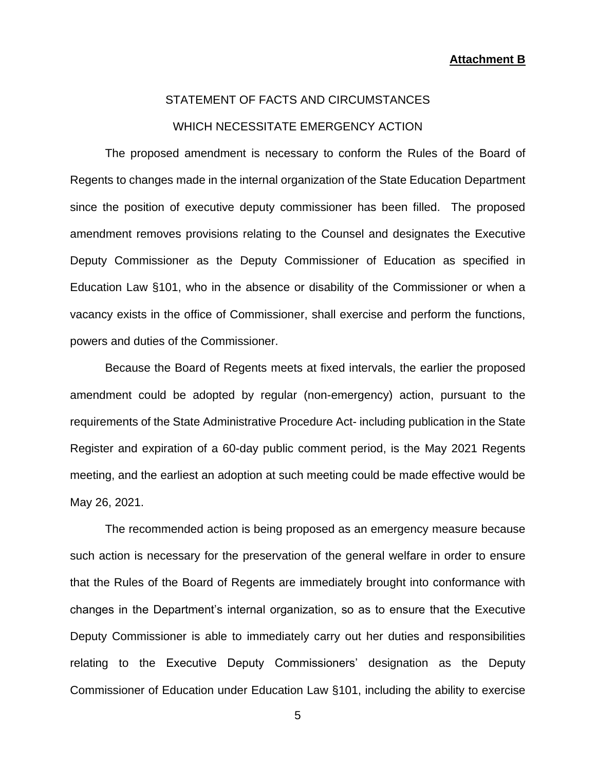**Attachment B**

STATEMENT OF FACTS AND CIRCUMSTANCES

WHICH NECESSITATE EMERGENCY ACTION

The proposed amendment is necessary to conform the Rules of the Board of Regents to changes made in the internal organization of the State Education Department since the position of executive deputy commissioner has been filled. The proposed amendment removes provisions relating to the Counsel and designates the Executive Deputy Commissioner as the Deputy Commissioner of Education as specified in Education Law §101, who in the absence or disability of the Commissioner or when a vacancy exists in the office of Commissioner, shall exercise and perform the functions, powers and duties of the Commissioner.

Because the Board of Regents meets at fixed intervals, the earlier the proposed amendment could be adopted by regular (non-emergency) action, pursuant to the requirements of the State Administrative Procedure Act- including publication in the State Register and expiration of a 60-day public comment period, is the May 2021 Regents meeting, and the earliest an adoption at such meeting could be made effective would be May 26, 2021.

The recommended action is being proposed as an emergency measure because such action is necessary for the preservation of the general welfare in order to ensure that the Rules of the Board of Regents are immediately brought into conformance with changes in the Department's internal organization, so as to ensure that the Executive Deputy Commissioner is able to immediately carry out her duties and responsibilities relating to the Executive Deputy Commissioners' designation as the Deputy Commissioner of Education under Education Law §101, including the ability to exercise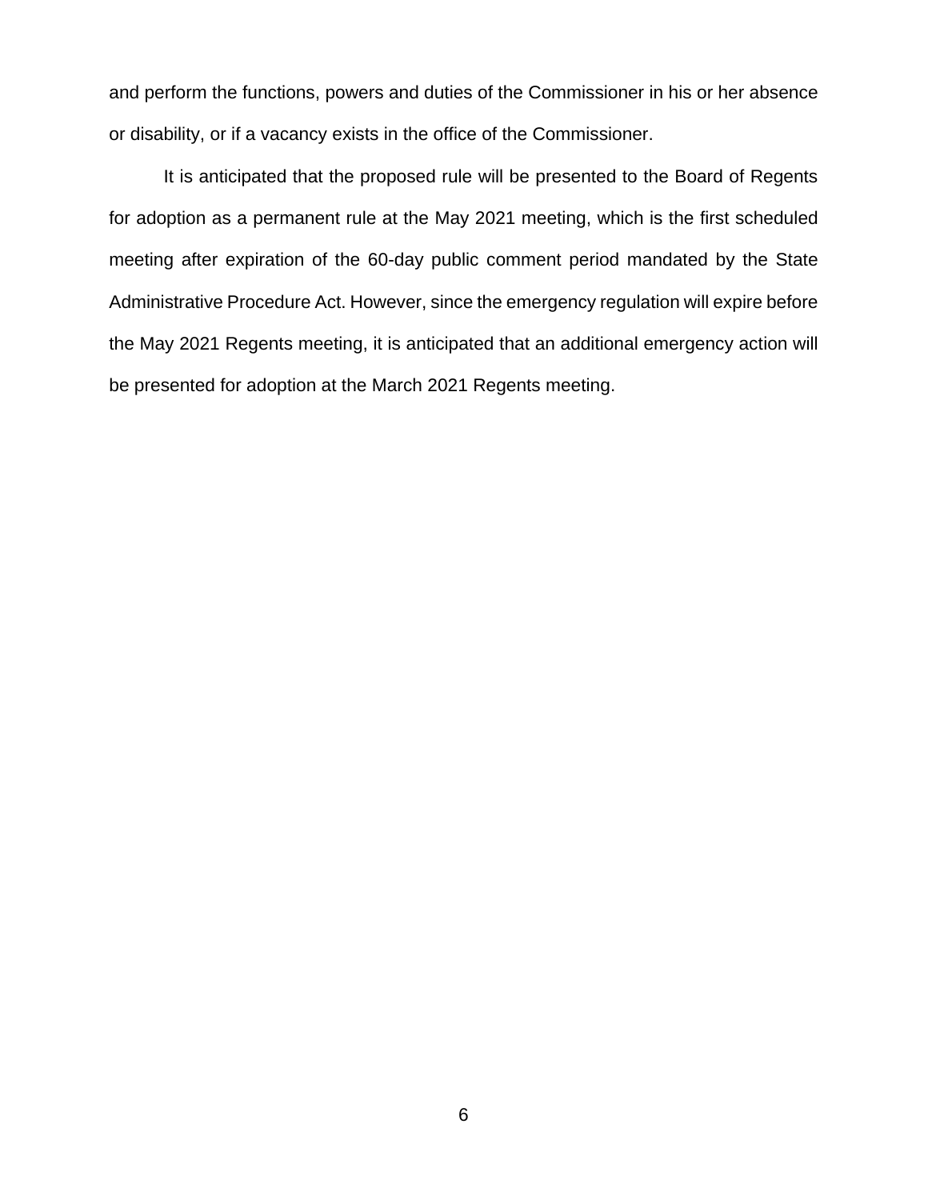and perform the functions, powers and duties of the Commissioner in his or her absence or disability, or if a vacancy exists in the office of the Commissioner.

It is anticipated that the proposed rule will be presented to the Board of Regents for adoption as a permanent rule at the May 2021 meeting, which is the first scheduled meeting after expiration of the 60-day public comment period mandated by the State Administrative Procedure Act. However, since the emergency regulation will expire before the May 2021 Regents meeting, it is anticipated that an additional emergency action will be presented for adoption at the March 2021 Regents meeting.